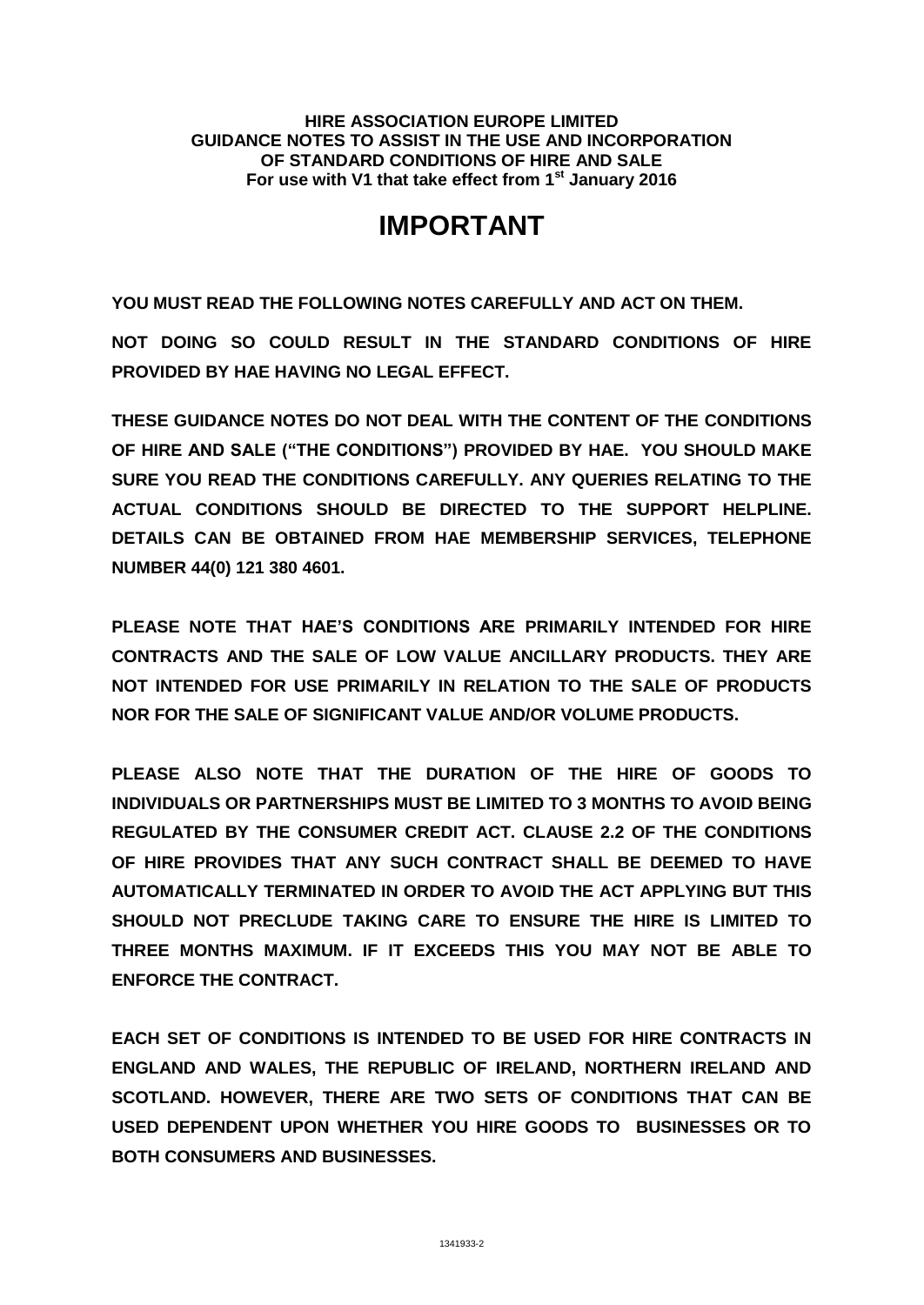**HIRE ASSOCIATION EUROPE LIMITED**
**GUIDANCE NOTES TO ASSIST IN THE USE AND INCORPORATION OF STANDARD CONDITIONS OF HIRE AND SALE**
**For use with V1 that take effect from 1st January 2016**

# IMPORTANT

**YOU MUST READ THE FOLLOWING NOTES CAREFULLY AND ACT ON THEM.**

**NOT DOING SO COULD RESULT IN THE STANDARD CONDITIONS OF HIRE PROVIDED BY HAE HAVING NO LEGAL EFFECT.**

**THESE GUIDANCE NOTES DO NOT DEAL WITH THE CONTENT OF THE CONDITIONS OF HIRE AND SALE ("THE CONDITIONS") PROVIDED BY HAE. YOU SHOULD MAKE SURE YOU READ THE CONDITIONS CAREFULLY. ANY QUERIES RELATING TO THE ACTUAL CONDITIONS SHOULD BE DIRECTED TO THE SUPPORT HELPLINE. DETAILS CAN BE OBTAINED FROM HAE MEMBERSHIP SERVICES, TELEPHONE NUMBER 44(0) 121 380 4601.**

**PLEASE NOTE THAT HAE'S CONDITIONS ARE PRIMARILY INTENDED FOR HIRE CONTRACTS AND THE SALE OF LOW VALUE ANCILLARY PRODUCTS. THEY ARE NOT INTENDED FOR USE PRIMARILY IN RELATION TO THE SALE OF PRODUCTS NOR FOR THE SALE OF SIGNIFICANT VALUE AND/OR VOLUME PRODUCTS.**

**PLEASE ALSO NOTE THAT THE DURATION OF THE HIRE OF GOODS TO INDIVIDUALS OR PARTNERSHIPS MUST BE LIMITED TO 3 MONTHS TO AVOID BEING REGULATED BY THE CONSUMER CREDIT ACT. CLAUSE 2.2 OF THE CONDITIONS OF HIRE PROVIDES THAT ANY SUCH CONTRACT SHALL BE DEEMED TO HAVE AUTOMATICALLY TERMINATED IN ORDER TO AVOID THE ACT APPLYING BUT THIS SHOULD NOT PRECLUDE TAKING CARE TO ENSURE THE HIRE IS LIMITED TO THREE MONTHS MAXIMUM. IF IT EXCEEDS THIS YOU MAY NOT BE ABLE TO ENFORCE THE CONTRACT.**

**EACH SET OF CONDITIONS IS INTENDED TO BE USED FOR HIRE CONTRACTS IN ENGLAND AND WALES, THE REPUBLIC OF IRELAND, NORTHERN IRELAND AND SCOTLAND. HOWEVER, THERE ARE TWO SETS OF CONDITIONS THAT CAN BE USED DEPENDENT UPON WHETHER YOU HIRE GOODS TO BUSINESSES OR TO BOTH CONSUMERS AND BUSINESSES.**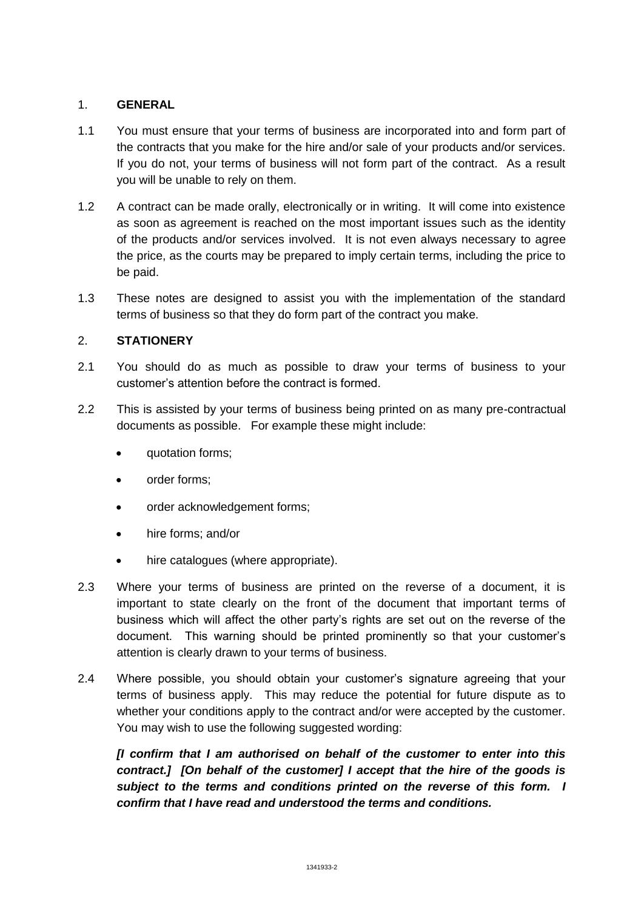1. **GENERAL**

1.1 You must ensure that your terms of business are incorporated into and form part of the contracts that you make for the hire and/or sale of your products and/or services. If you do not, your terms of business will not form part of the contract. As a result you will be unable to rely on them.

1.2 A contract can be made orally, electronically or in writing. It will come into existence as soon as agreement is reached on the most important issues such as the identity of the products and/or services involved. It is not even always necessary to agree the price, as the courts may be prepared to imply certain terms, including the price to be paid.

1.3 These notes are designed to assist you with the implementation of the standard terms of business so that they do form part of the contract you make.

2. **STATIONERY**

2.1 You should do as much as possible to draw your terms of business to your customer's attention before the contract is formed.

2.2 This is assisted by your terms of business being printed on as many pre-contractual documents as possible. For example these might include:

- quotation forms;
- order forms;
- order acknowledgement forms;
- hire forms; and/or
- hire catalogues (where appropriate).

2.3 Where your terms of business are printed on the reverse of a document, it is important to state clearly on the front of the document that important terms of business which will affect the other party's rights are set out on the reverse of the document. This warning should be printed prominently so that your customer's attention is clearly drawn to your terms of business.

2.4 Where possible, you should obtain your customer's signature agreeing that your terms of business apply. This may reduce the potential for future dispute as to whether your conditions apply to the contract and/or were accepted by the customer. You may wish to use the following suggested wording:

***[I confirm that I am authorised on behalf of the customer to enter into this contract.] [On behalf of the customer] I accept that the hire of the goods is subject to the terms and conditions printed on the reverse of this form. I confirm that I have read and understood the terms and conditions.***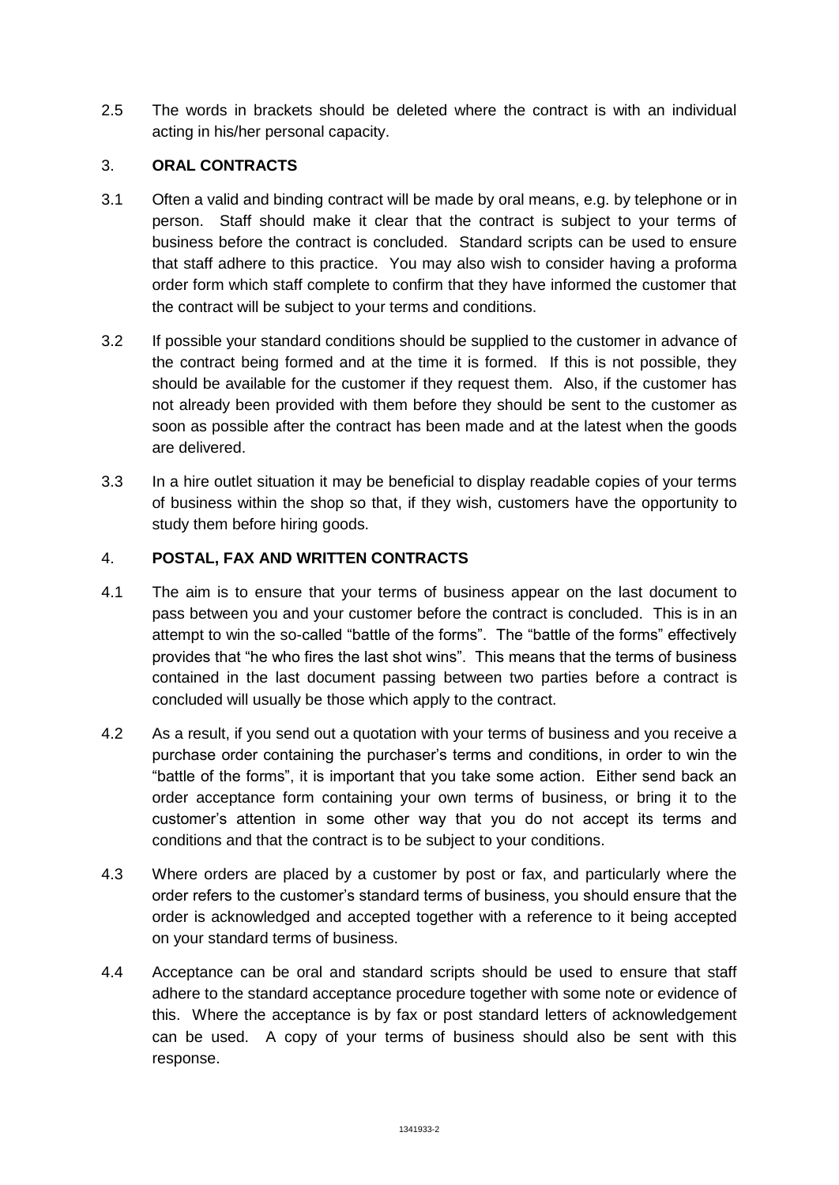2.5 The words in brackets should be deleted where the contract is with an individual acting in his/her personal capacity.

## 3. ORAL CONTRACTS

3.1 Often a valid and binding contract will be made by oral means, e.g. by telephone or in person. Staff should make it clear that the contract is subject to your terms of business before the contract is concluded. Standard scripts can be used to ensure that staff adhere to this practice. You may also wish to consider having a proforma order form which staff complete to confirm that they have informed the customer that the contract will be subject to your terms and conditions.

3.2 If possible your standard conditions should be supplied to the customer in advance of the contract being formed and at the time it is formed. If this is not possible, they should be available for the customer if they request them. Also, if the customer has not already been provided with them before they should be sent to the customer as soon as possible after the contract has been made and at the latest when the goods are delivered.

3.3 In a hire outlet situation it may be beneficial to display readable copies of your terms of business within the shop so that, if they wish, customers have the opportunity to study them before hiring goods.

## 4. POSTAL, FAX AND WRITTEN CONTRACTS

4.1 The aim is to ensure that your terms of business appear on the last document to pass between you and your customer before the contract is concluded. This is in an attempt to win the so-called "battle of the forms". The "battle of the forms" effectively provides that "he who fires the last shot wins". This means that the terms of business contained in the last document passing between two parties before a contract is concluded will usually be those which apply to the contract.

4.2 As a result, if you send out a quotation with your terms of business and you receive a purchase order containing the purchaser's terms and conditions, in order to win the "battle of the forms", it is important that you take some action. Either send back an order acceptance form containing your own terms of business, or bring it to the customer's attention in some other way that you do not accept its terms and conditions and that the contract is to be subject to your conditions.

4.3 Where orders are placed by a customer by post or fax, and particularly where the order refers to the customer's standard terms of business, you should ensure that the order is acknowledged and accepted together with a reference to it being accepted on your standard terms of business.

4.4 Acceptance can be oral and standard scripts should be used to ensure that staff adhere to the standard acceptance procedure together with some note or evidence of this. Where the acceptance is by fax or post standard letters of acknowledgement can be used. A copy of your terms of business should also be sent with this response.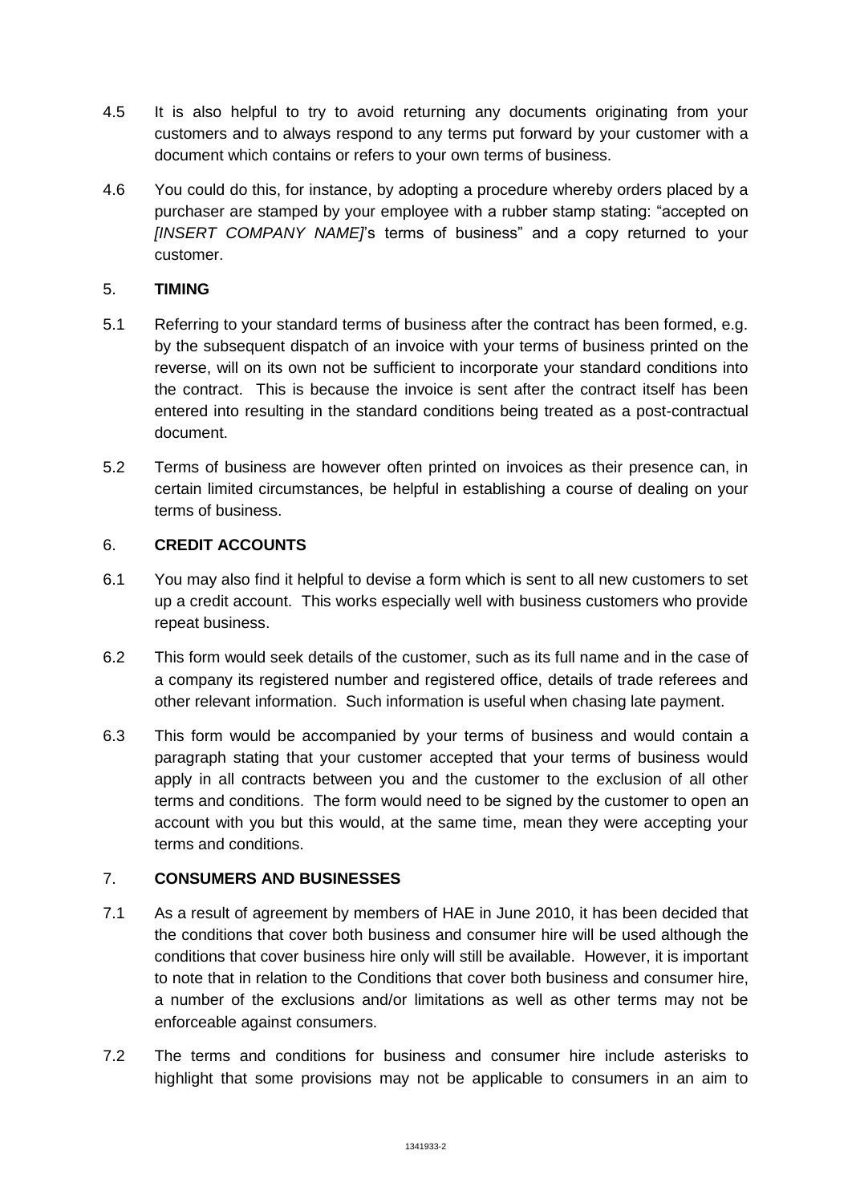4.5 It is also helpful to try to avoid returning any documents originating from your customers and to always respond to any terms put forward by your customer with a document which contains or refers to your own terms of business.

4.6 You could do this, for instance, by adopting a procedure whereby orders placed by a purchaser are stamped by your employee with a rubber stamp stating: "accepted on *[INSERT COMPANY NAME]*'s terms of business" and a copy returned to your customer.

## 5. **TIMING**

5.1 Referring to your standard terms of business after the contract has been formed, e.g. by the subsequent dispatch of an invoice with your terms of business printed on the reverse, will on its own not be sufficient to incorporate your standard conditions into the contract. This is because the invoice is sent after the contract itself has been entered into resulting in the standard conditions being treated as a post-contractual document.

5.2 Terms of business are however often printed on invoices as their presence can, in certain limited circumstances, be helpful in establishing a course of dealing on your terms of business.

## 6. **CREDIT ACCOUNTS**

6.1 You may also find it helpful to devise a form which is sent to all new customers to set up a credit account. This works especially well with business customers who provide repeat business.

6.2 This form would seek details of the customer, such as its full name and in the case of a company its registered number and registered office, details of trade referees and other relevant information. Such information is useful when chasing late payment.

6.3 This form would be accompanied by your terms of business and would contain a paragraph stating that your customer accepted that your terms of business would apply in all contracts between you and the customer to the exclusion of all other terms and conditions. The form would need to be signed by the customer to open an account with you but this would, at the same time, mean they were accepting your terms and conditions.

## 7. **CONSUMERS AND BUSINESSES**

7.1 As a result of agreement by members of HAE in June 2010, it has been decided that the conditions that cover both business and consumer hire will be used although the conditions that cover business hire only will still be available. However, it is important to note that in relation to the Conditions that cover both business and consumer hire, a number of the exclusions and/or limitations as well as other terms may not be enforceable against consumers.

7.2 The terms and conditions for business and consumer hire include asterisks to highlight that some provisions may not be applicable to consumers in an aim to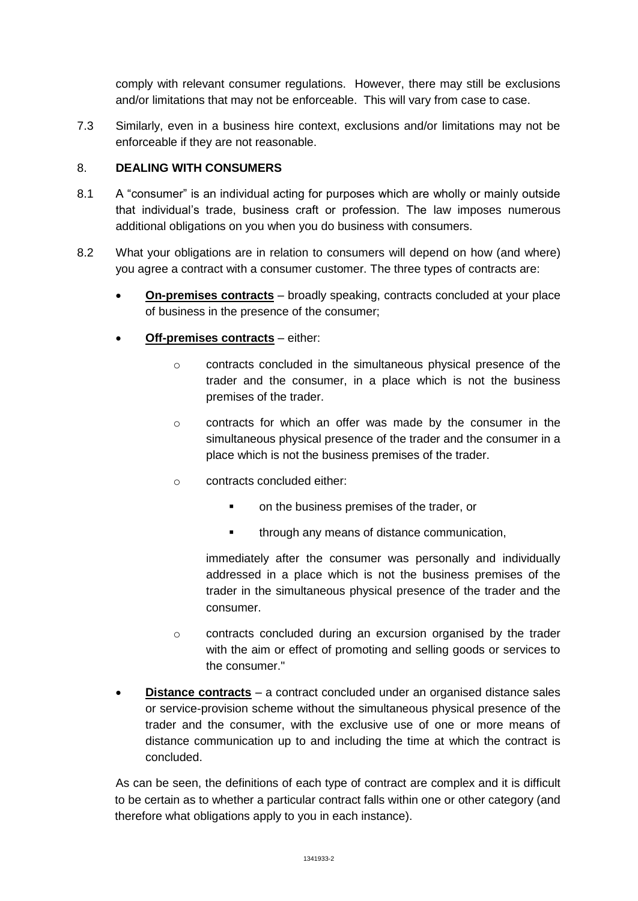comply with relevant consumer regulations. However, there may still be exclusions and/or limitations that may not be enforceable. This will vary from case to case.

7.3 Similarly, even in a business hire context, exclusions and/or limitations may not be enforceable if they are not reasonable.

## 8. DEALING WITH CONSUMERS

8.1 A "consumer" is an individual acting for purposes which are wholly or mainly outside that individual's trade, business craft or profession. The law imposes numerous additional obligations on you when you do business with consumers.

8.2 What your obligations are in relation to consumers will depend on how (and where) you agree a contract with a consumer customer. The three types of contracts are:

- **On-premises contracts** – broadly speaking, contracts concluded at your place of business in the presence of the consumer;
- **Off-premises contracts** – either:
  - contracts concluded in the simultaneous physical presence of the trader and the consumer, in a place which is not the business premises of the trader.
  - contracts for which an offer was made by the consumer in the simultaneous physical presence of the trader and the consumer in a place which is not the business premises of the trader.
  - contracts concluded either:
    - on the business premises of the trader, or
    - through any means of distance communication,

    immediately after the consumer was personally and individually addressed in a place which is not the business premises of the trader in the simultaneous physical presence of the trader and the consumer.
  - contracts concluded during an excursion organised by the trader with the aim or effect of promoting and selling goods or services to the consumer."
- **Distance contracts** – a contract concluded under an organised distance sales or service-provision scheme without the simultaneous physical presence of the trader and the consumer, with the exclusive use of one or more means of distance communication up to and including the time at which the contract is concluded.

As can be seen, the definitions of each type of contract are complex and it is difficult to be certain as to whether a particular contract falls within one or other category (and therefore what obligations apply to you in each instance).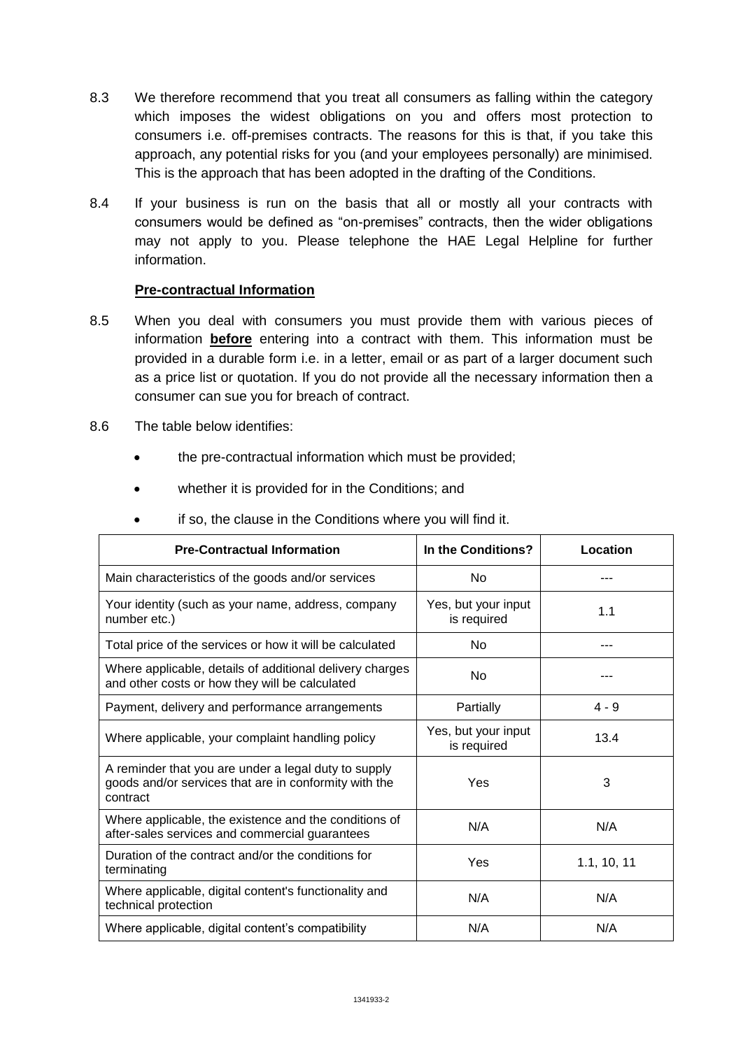8.3 We therefore recommend that you treat all consumers as falling within the category which imposes the widest obligations on you and offers most protection to consumers i.e. off-premises contracts. The reasons for this is that, if you take this approach, any potential risks for you (and your employees personally) are minimised. This is the approach that has been adopted in the drafting of the Conditions.

8.4 If your business is run on the basis that all or mostly all your contracts with consumers would be defined as "on-premises" contracts, then the wider obligations may not apply to you. Please telephone the HAE Legal Helpline for further information.

**Pre-contractual Information**

8.5 When you deal with consumers you must provide them with various pieces of information **before** entering into a contract with them. This information must be provided in a durable form i.e. in a letter, email or as part of a larger document such as a price list or quotation. If you do not provide all the necessary information then a consumer can sue you for breach of contract.

8.6 The table below identifies:

- the pre-contractual information which must be provided;
- whether it is provided for in the Conditions; and
- if so, the clause in the Conditions where you will find it.

| Pre-Contractual Information | In the Conditions? | Location |
|---|---|---|
| Main characteristics of the goods and/or services | No | --- |
| Your identity (such as your name, address, company number etc.) | Yes, but your input is required | 1.1 |
| Total price of the services or how it will be calculated | No | --- |
| Where applicable, details of additional delivery charges and other costs or how they will be calculated | No | --- |
| Payment, delivery and performance arrangements | Partially | 4 - 9 |
| Where applicable, your complaint handling policy | Yes, but your input is required | 13.4 |
| A reminder that you are under a legal duty to supply goods and/or services that are in conformity with the contract | Yes | 3 |
| Where applicable, the existence and the conditions of after-sales services and commercial guarantees | N/A | N/A |
| Duration of the contract and/or the conditions for terminating | Yes | 1.1, 10, 11 |
| Where applicable, digital content's functionality and technical protection | N/A | N/A |
| Where applicable, digital content's compatibility | N/A | N/A |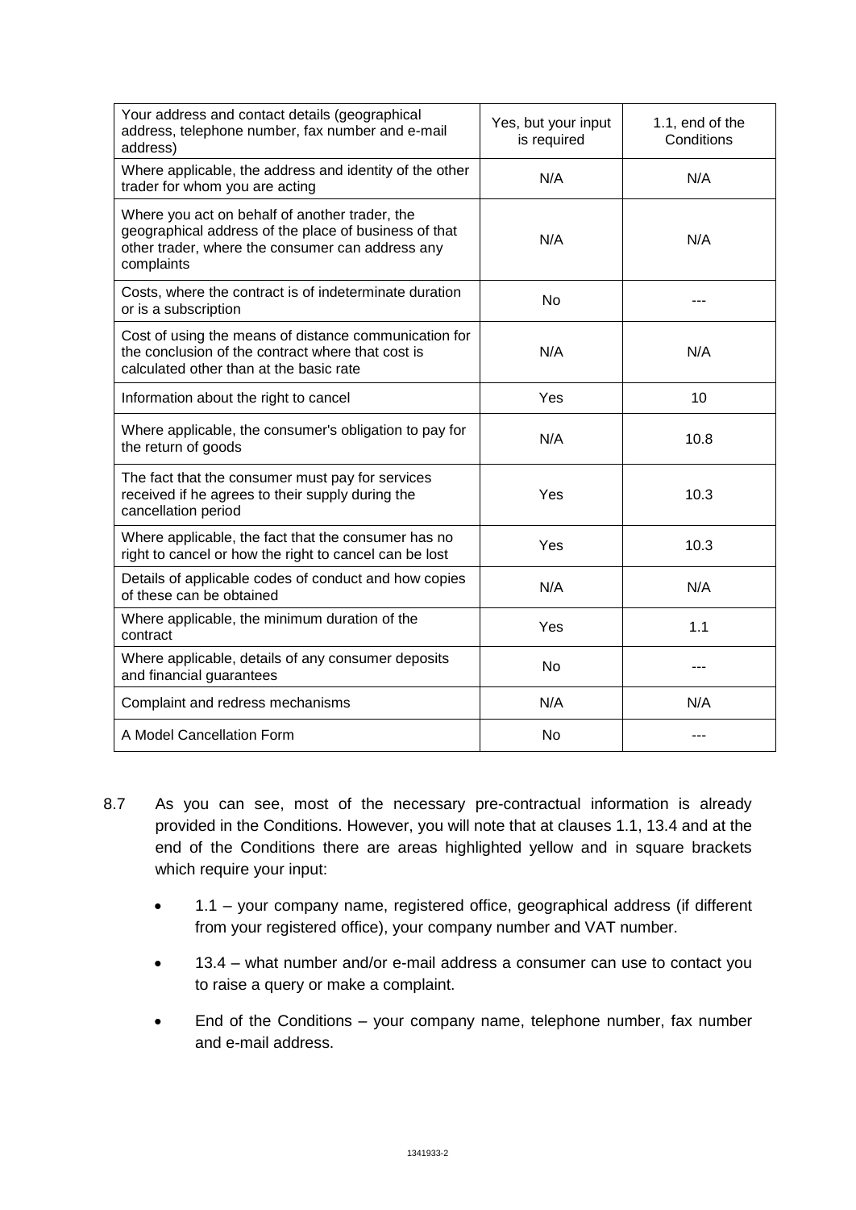| | | |
|---|---|---|
| Your address and contact details (geographical address, telephone number, fax number and e-mail address) | Yes, but your input is required | 1.1, end of the Conditions |
| Where applicable, the address and identity of the other trader for whom you are acting | N/A | N/A |
| Where you act on behalf of another trader, the geographical address of the place of business of that other trader, where the consumer can address any complaints | N/A | N/A |
| Costs, where the contract is of indeterminate duration or is a subscription | No | --- |
| Cost of using the means of distance communication for the conclusion of the contract where that cost is calculated other than at the basic rate | N/A | N/A |
| Information about the right to cancel | Yes | 10 |
| Where applicable, the consumer's obligation to pay for the return of goods | N/A | 10.8 |
| The fact that the consumer must pay for services received if he agrees to their supply during the cancellation period | Yes | 10.3 |
| Where applicable, the fact that the consumer has no right to cancel or how the right to cancel can be lost | Yes | 10.3 |
| Details of applicable codes of conduct and how copies of these can be obtained | N/A | N/A |
| Where applicable, the minimum duration of the contract | Yes | 1.1 |
| Where applicable, details of any consumer deposits and financial guarantees | No | --- |
| Complaint and redress mechanisms | N/A | N/A |
| A Model Cancellation Form | No | --- |

8.7 As you can see, most of the necessary pre-contractual information is already provided in the Conditions. However, you will note that at clauses 1.1, 13.4 and at the end of the Conditions there are areas highlighted yellow and in square brackets which require your input:

- 1.1 – your company name, registered office, geographical address (if different from your registered office), your company number and VAT number.
- 13.4 – what number and/or e-mail address a consumer can use to contact you to raise a query or make a complaint.
- End of the Conditions – your company name, telephone number, fax number and e-mail address.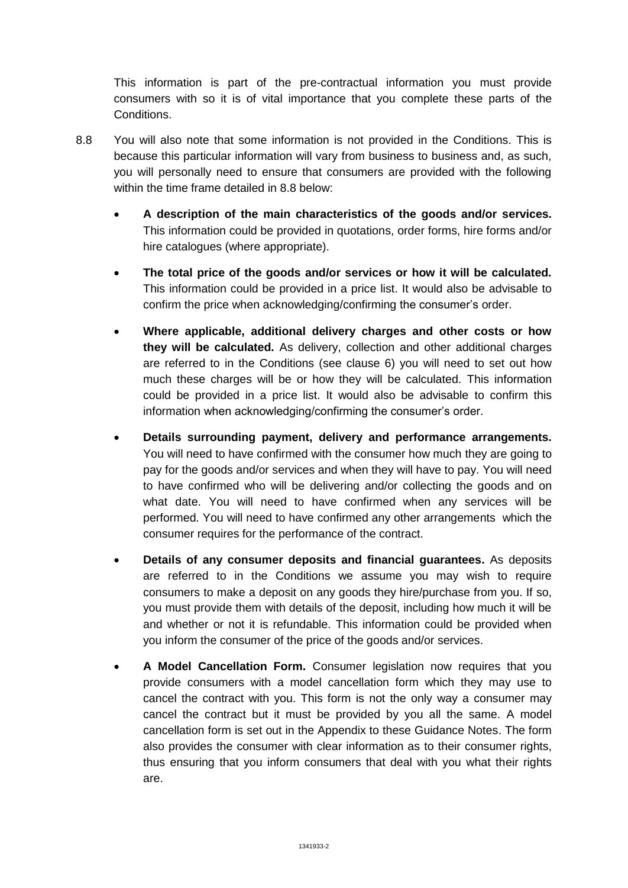This information is part of the pre-contractual information you must provide consumers with so it is of vital importance that you complete these parts of the Conditions.

8.8 You will also note that some information is not provided in the Conditions. This is because this particular information will vary from business to business and, as such, you will personally need to ensure that consumers are provided with the following within the time frame detailed in 8.8 below:

- **A description of the main characteristics of the goods and/or services.** This information could be provided in quotations, order forms, hire forms and/or hire catalogues (where appropriate).
- **The total price of the goods and/or services or how it will be calculated.** This information could be provided in a price list. It would also be advisable to confirm the price when acknowledging/confirming the consumer's order.
- **Where applicable, additional delivery charges and other costs or how they will be calculated.** As delivery, collection and other additional charges are referred to in the Conditions (see clause 6) you will need to set out how much these charges will be or how they will be calculated. This information could be provided in a price list. It would also be advisable to confirm this information when acknowledging/confirming the consumer's order.
- **Details surrounding payment, delivery and performance arrangements.** You will need to have confirmed with the consumer how much they are going to pay for the goods and/or services and when they will have to pay. You will need to have confirmed who will be delivering and/or collecting the goods and on what date. You will need to have confirmed when any services will be performed. You will need to have confirmed any other arrangements which the consumer requires for the performance of the contract.
- **Details of any consumer deposits and financial guarantees.** As deposits are referred to in the Conditions we assume you may wish to require consumers to make a deposit on any goods they hire/purchase from you. If so, you must provide them with details of the deposit, including how much it will be and whether or not it is refundable. This information could be provided when you inform the consumer of the price of the goods and/or services.
- **A Model Cancellation Form.** Consumer legislation now requires that you provide consumers with a model cancellation form which they may use to cancel the contract with you. This form is not the only way a consumer may cancel the contract but it must be provided by you all the same. A model cancellation form is set out in the Appendix to these Guidance Notes. The form also provides the consumer with clear information as to their consumer rights, thus ensuring that you inform consumers that deal with you what their rights are.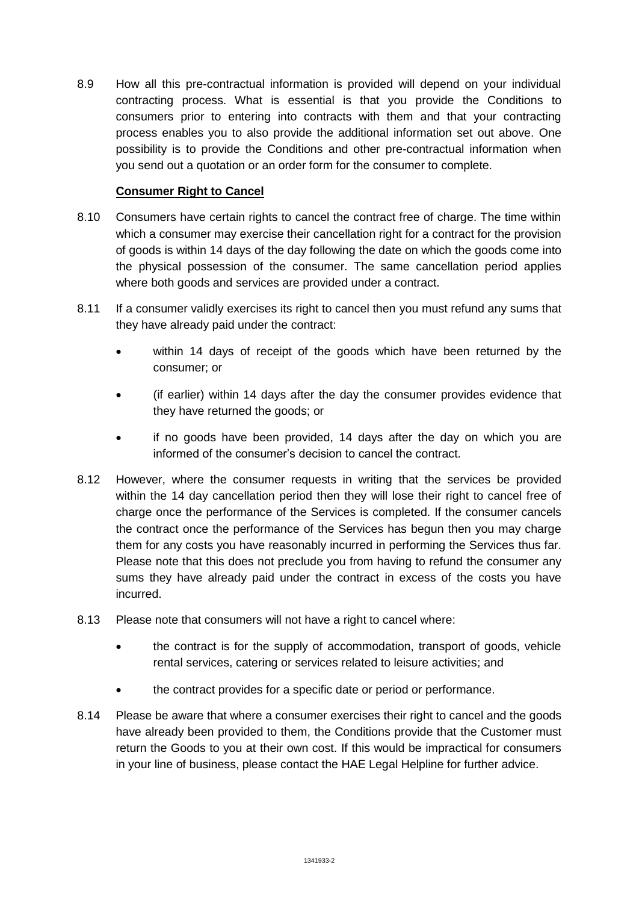8.9 How all this pre-contractual information is provided will depend on your individual contracting process. What is essential is that you provide the Conditions to consumers prior to entering into contracts with them and that your contracting process enables you to also provide the additional information set out above. One possibility is to provide the Conditions and other pre-contractual information when you send out a quotation or an order form for the consumer to complete.

**Consumer Right to Cancel**

8.10 Consumers have certain rights to cancel the contract free of charge. The time within which a consumer may exercise their cancellation right for a contract for the provision of goods is within 14 days of the day following the date on which the goods come into the physical possession of the consumer. The same cancellation period applies where both goods and services are provided under a contract.

8.11 If a consumer validly exercises its right to cancel then you must refund any sums that they have already paid under the contract:

- within 14 days of receipt of the goods which have been returned by the consumer; or
- (if earlier) within 14 days after the day the consumer provides evidence that they have returned the goods; or
- if no goods have been provided, 14 days after the day on which you are informed of the consumer's decision to cancel the contract.

8.12 However, where the consumer requests in writing that the services be provided within the 14 day cancellation period then they will lose their right to cancel free of charge once the performance of the Services is completed. If the consumer cancels the contract once the performance of the Services has begun then you may charge them for any costs you have reasonably incurred in performing the Services thus far. Please note that this does not preclude you from having to refund the consumer any sums they have already paid under the contract in excess of the costs you have incurred.

8.13 Please note that consumers will not have a right to cancel where:

- the contract is for the supply of accommodation, transport of goods, vehicle rental services, catering or services related to leisure activities; and
- the contract provides for a specific date or period or performance.

8.14 Please be aware that where a consumer exercises their right to cancel and the goods have already been provided to them, the Conditions provide that the Customer must return the Goods to you at their own cost. If this would be impractical for consumers in your line of business, please contact the HAE Legal Helpline for further advice.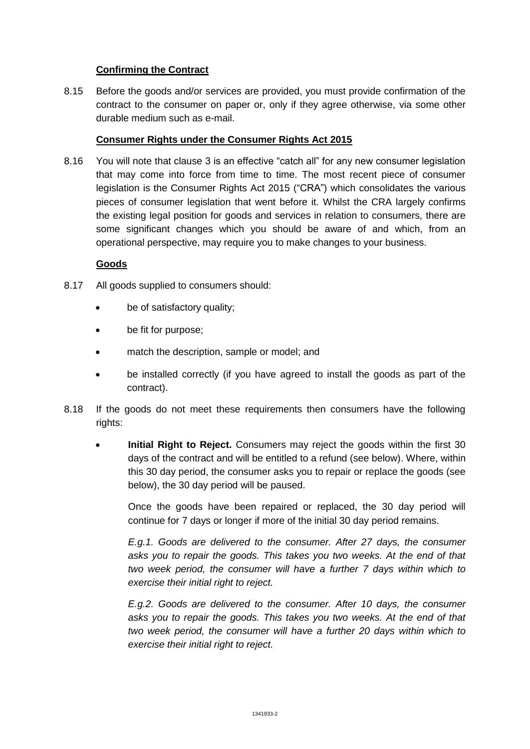**Confirming the Contract**

8.15 Before the goods and/or services are provided, you must provide confirmation of the contract to the consumer on paper or, only if they agree otherwise, via some other durable medium such as e-mail.

**Consumer Rights under the Consumer Rights Act 2015**

8.16 You will note that clause 3 is an effective "catch all" for any new consumer legislation that may come into force from time to time. The most recent piece of consumer legislation is the Consumer Rights Act 2015 ("CRA") which consolidates the various pieces of consumer legislation that went before it. Whilst the CRA largely confirms the existing legal position for goods and services in relation to consumers, there are some significant changes which you should be aware of and which, from an operational perspective, may require you to make changes to your business.

**Goods**

8.17 All goods supplied to consumers should:

- be of satisfactory quality;
- be fit for purpose;
- match the description, sample or model; and
- be installed correctly (if you have agreed to install the goods as part of the contract).

8.18 If the goods do not meet these requirements then consumers have the following rights:

- **Initial Right to Reject.** Consumers may reject the goods within the first 30 days of the contract and will be entitled to a refund (see below). Where, within this 30 day period, the consumer asks you to repair or replace the goods (see below), the 30 day period will be paused.

  Once the goods have been repaired or replaced, the 30 day period will continue for 7 days or longer if more of the initial 30 day period remains.

  *E.g.1. Goods are delivered to the consumer. After 27 days, the consumer asks you to repair the goods. This takes you two weeks. At the end of that two week period, the consumer will have a further 7 days within which to exercise their initial right to reject.*

  *E.g.2. Goods are delivered to the consumer. After 10 days, the consumer asks you to repair the goods. This takes you two weeks. At the end of that two week period, the consumer will have a further 20 days within which to exercise their initial right to reject.*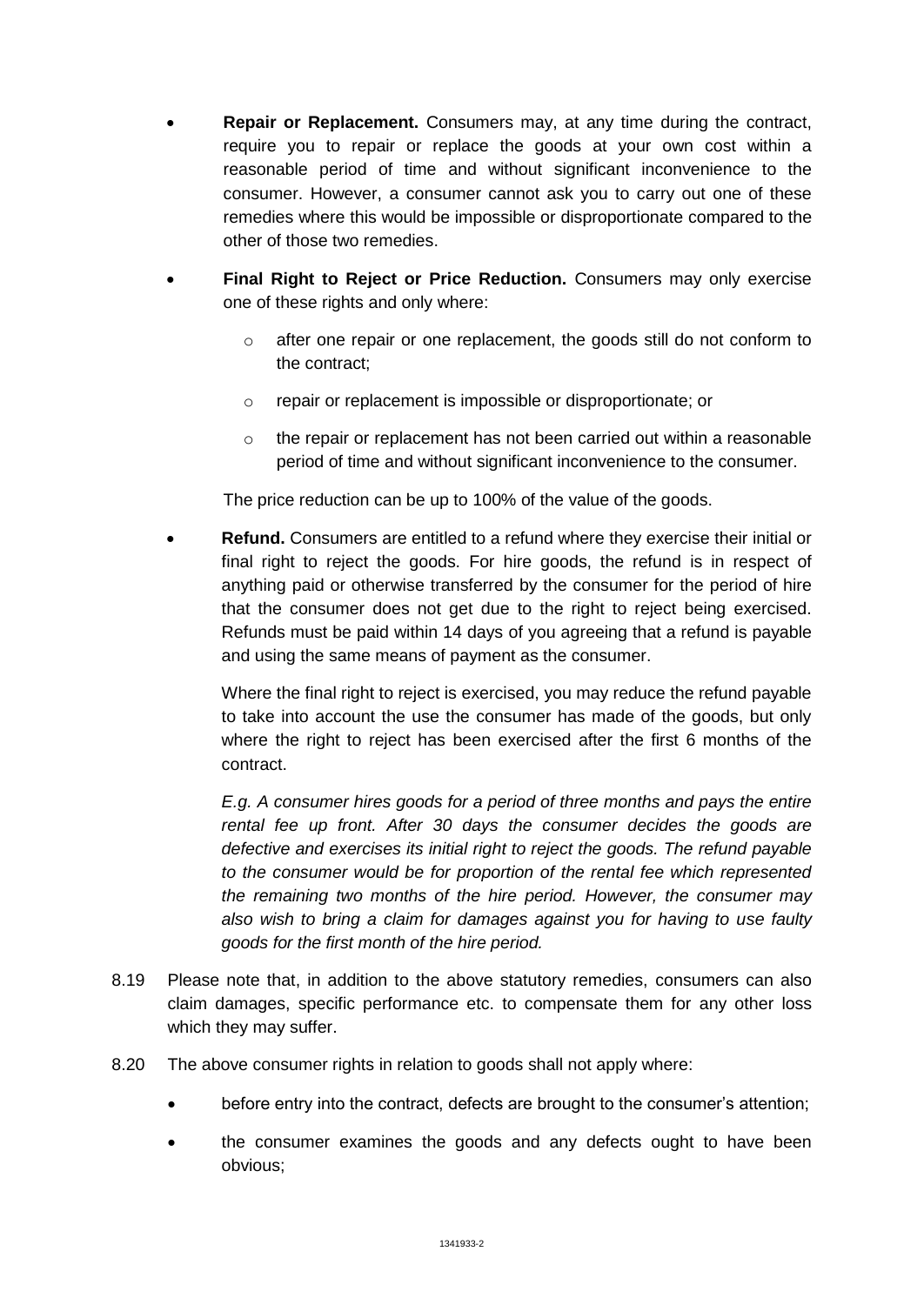- **Repair or Replacement.** Consumers may, at any time during the contract, require you to repair or replace the goods at your own cost within a reasonable period of time and without significant inconvenience to the consumer. However, a consumer cannot ask you to carry out one of these remedies where this would be impossible or disproportionate compared to the other of those two remedies.

- **Final Right to Reject or Price Reduction.** Consumers may only exercise one of these rights and only where:

  - after one repair or one replacement, the goods still do not conform to the contract;
  - repair or replacement is impossible or disproportionate; or
  - the repair or replacement has not been carried out within a reasonable period of time and without significant inconvenience to the consumer.

  The price reduction can be up to 100% of the value of the goods.

- **Refund.** Consumers are entitled to a refund where they exercise their initial or final right to reject the goods. For hire goods, the refund is in respect of anything paid or otherwise transferred by the consumer for the period of hire that the consumer does not get due to the right to reject being exercised. Refunds must be paid within 14 days of you agreeing that a refund is payable and using the same means of payment as the consumer.

  Where the final right to reject is exercised, you may reduce the refund payable to take into account the use the consumer has made of the goods, but only where the right to reject has been exercised after the first 6 months of the contract.

  *E.g. A consumer hires goods for a period of three months and pays the entire rental fee up front. After 30 days the consumer decides the goods are defective and exercises its initial right to reject the goods. The refund payable to the consumer would be for proportion of the rental fee which represented the remaining two months of the hire period. However, the consumer may also wish to bring a claim for damages against you for having to use faulty goods for the first month of the hire period.*

8.19 Please note that, in addition to the above statutory remedies, consumers can also claim damages, specific performance etc. to compensate them for any other loss which they may suffer.

8.20 The above consumer rights in relation to goods shall not apply where:

- before entry into the contract, defects are brought to the consumer's attention;
- the consumer examines the goods and any defects ought to have been obvious;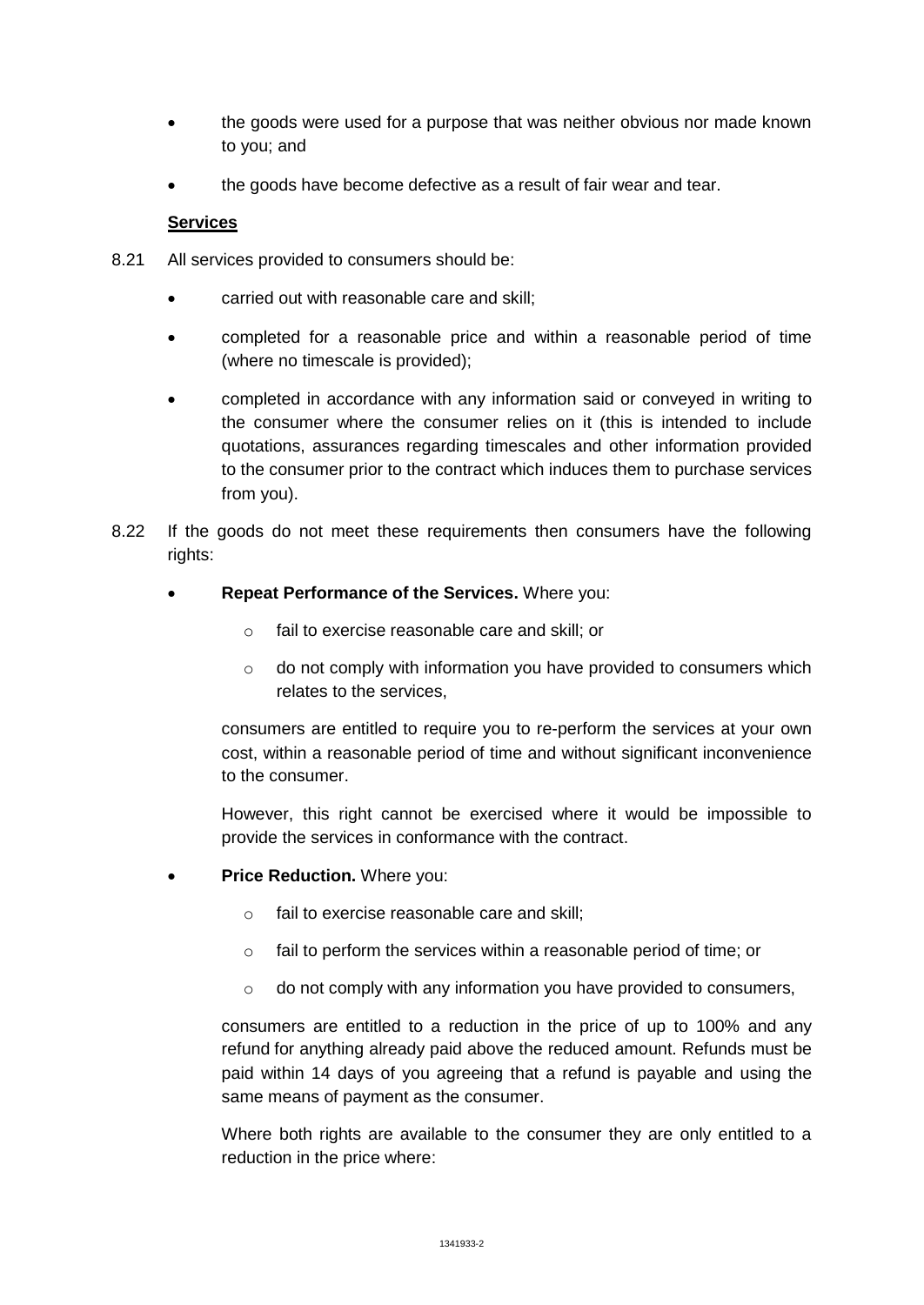- the goods were used for a purpose that was neither obvious nor made known to you; and
- the goods have become defective as a result of fair wear and tear.

**Services**

8.21 All services provided to consumers should be:

- carried out with reasonable care and skill;
- completed for a reasonable price and within a reasonable period of time (where no timescale is provided);
- completed in accordance with any information said or conveyed in writing to the consumer where the consumer relies on it (this is intended to include quotations, assurances regarding timescales and other information provided to the consumer prior to the contract which induces them to purchase services from you).

8.22 If the goods do not meet these requirements then consumers have the following rights:

- **Repeat Performance of the Services.** Where you:
    - fail to exercise reasonable care and skill; or
    - do not comply with information you have provided to consumers which relates to the services,

  consumers are entitled to require you to re-perform the services at your own cost, within a reasonable period of time and without significant inconvenience to the consumer.

  However, this right cannot be exercised where it would be impossible to provide the services in conformance with the contract.

- **Price Reduction.** Where you:
    - fail to exercise reasonable care and skill;
    - fail to perform the services within a reasonable period of time; or
    - do not comply with any information you have provided to consumers,

  consumers are entitled to a reduction in the price of up to 100% and any refund for anything already paid above the reduced amount. Refunds must be paid within 14 days of you agreeing that a refund is payable and using the same means of payment as the consumer.

  Where both rights are available to the consumer they are only entitled to a reduction in the price where: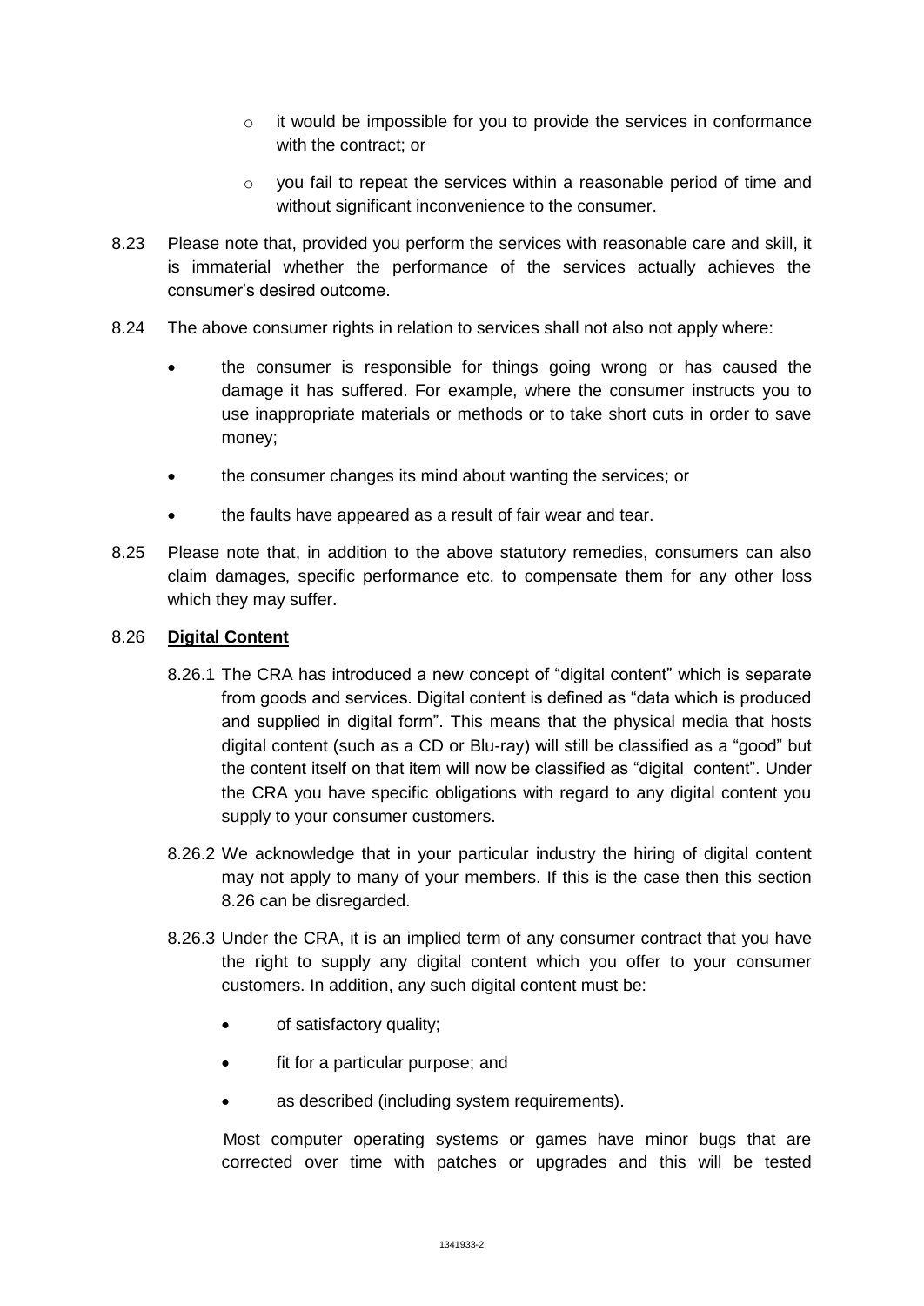- it would be impossible for you to provide the services in conformance with the contract; or
- you fail to repeat the services within a reasonable period of time and without significant inconvenience to the consumer.

8.23 Please note that, provided you perform the services with reasonable care and skill, it is immaterial whether the performance of the services actually achieves the consumer's desired outcome.

8.24 The above consumer rights in relation to services shall not also not apply where:

- the consumer is responsible for things going wrong or has caused the damage it has suffered. For example, where the consumer instructs you to use inappropriate materials or methods or to take short cuts in order to save money;
- the consumer changes its mind about wanting the services; or
- the faults have appeared as a result of fair wear and tear.

8.25 Please note that, in addition to the above statutory remedies, consumers can also claim damages, specific performance etc. to compensate them for any other loss which they may suffer.

8.26 **Digital Content**

8.26.1 The CRA has introduced a new concept of "digital content" which is separate from goods and services. Digital content is defined as "data which is produced and supplied in digital form". This means that the physical media that hosts digital content (such as a CD or Blu-ray) will still be classified as a "good" but the content itself on that item will now be classified as "digital content". Under the CRA you have specific obligations with regard to any digital content you supply to your consumer customers.

8.26.2 We acknowledge that in your particular industry the hiring of digital content may not apply to many of your members. If this is the case then this section 8.26 can be disregarded.

8.26.3 Under the CRA, it is an implied term of any consumer contract that you have the right to supply any digital content which you offer to your consumer customers. In addition, any such digital content must be:

- of satisfactory quality;
- fit for a particular purpose; and
- as described (including system requirements).

Most computer operating systems or games have minor bugs that are corrected over time with patches or upgrades and this will be tested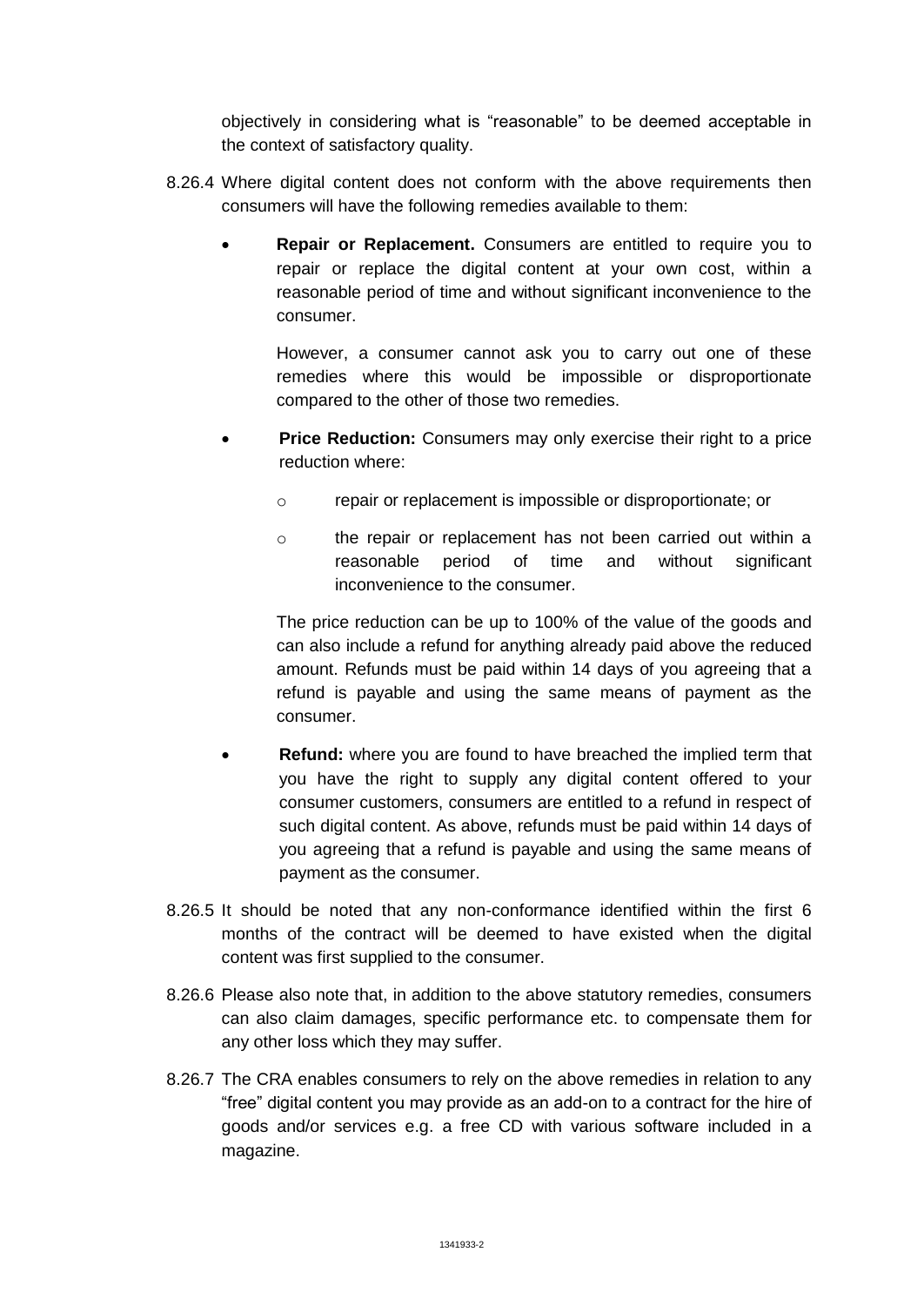objectively in considering what is "reasonable" to be deemed acceptable in the context of satisfactory quality.

8.26.4 Where digital content does not conform with the above requirements then consumers will have the following remedies available to them:

- **Repair or Replacement.** Consumers are entitled to require you to repair or replace the digital content at your own cost, within a reasonable period of time and without significant inconvenience to the consumer.

  However, a consumer cannot ask you to carry out one of these remedies where this would be impossible or disproportionate compared to the other of those two remedies.

- **Price Reduction:** Consumers may only exercise their right to a price reduction where:

  - repair or replacement is impossible or disproportionate; or
  - the repair or replacement has not been carried out within a reasonable period of time and without significant inconvenience to the consumer.

  The price reduction can be up to 100% of the value of the goods and can also include a refund for anything already paid above the reduced amount. Refunds must be paid within 14 days of you agreeing that a refund is payable and using the same means of payment as the consumer.

- **Refund:** where you are found to have breached the implied term that you have the right to supply any digital content offered to your consumer customers, consumers are entitled to a refund in respect of such digital content. As above, refunds must be paid within 14 days of you agreeing that a refund is payable and using the same means of payment as the consumer.

8.26.5 It should be noted that any non-conformance identified within the first 6 months of the contract will be deemed to have existed when the digital content was first supplied to the consumer.

8.26.6 Please also note that, in addition to the above statutory remedies, consumers can also claim damages, specific performance etc. to compensate them for any other loss which they may suffer.

8.26.7 The CRA enables consumers to rely on the above remedies in relation to any "free" digital content you may provide as an add-on to a contract for the hire of goods and/or services e.g. a free CD with various software included in a magazine.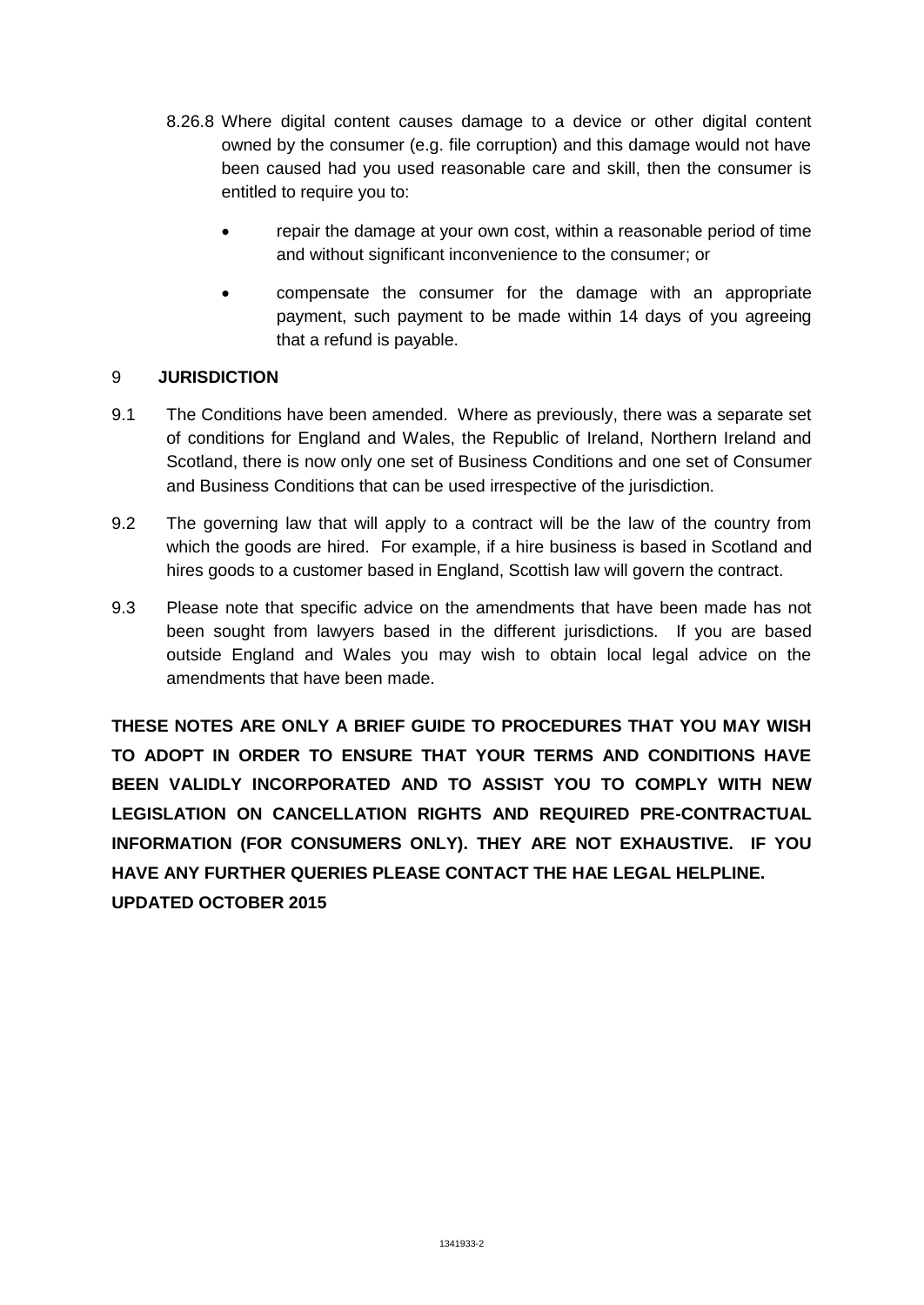8.26.8 Where digital content causes damage to a device or other digital content owned by the consumer (e.g. file corruption) and this damage would not have been caused had you used reasonable care and skill, then the consumer is entitled to require you to:

- repair the damage at your own cost, within a reasonable period of time and without significant inconvenience to the consumer; or
- compensate the consumer for the damage with an appropriate payment, such payment to be made within 14 days of you agreeing that a refund is payable.

## 9 JURISDICTION

9.1 The Conditions have been amended. Where as previously, there was a separate set of conditions for England and Wales, the Republic of Ireland, Northern Ireland and Scotland, there is now only one set of Business Conditions and one set of Consumer and Business Conditions that can be used irrespective of the jurisdiction.

9.2 The governing law that will apply to a contract will be the law of the country from which the goods are hired. For example, if a hire business is based in Scotland and hires goods to a customer based in England, Scottish law will govern the contract.

9.3 Please note that specific advice on the amendments that have been made has not been sought from lawyers based in the different jurisdictions. If you are based outside England and Wales you may wish to obtain local legal advice on the amendments that have been made.

**THESE NOTES ARE ONLY A BRIEF GUIDE TO PROCEDURES THAT YOU MAY WISH TO ADOPT IN ORDER TO ENSURE THAT YOUR TERMS AND CONDITIONS HAVE BEEN VALIDLY INCORPORATED AND TO ASSIST YOU TO COMPLY WITH NEW LEGISLATION ON CANCELLATION RIGHTS AND REQUIRED PRE-CONTRACTUAL INFORMATION (FOR CONSUMERS ONLY). THEY ARE NOT EXHAUSTIVE. IF YOU HAVE ANY FURTHER QUERIES PLEASE CONTACT THE HAE LEGAL HELPLINE.**
**UPDATED OCTOBER 2015**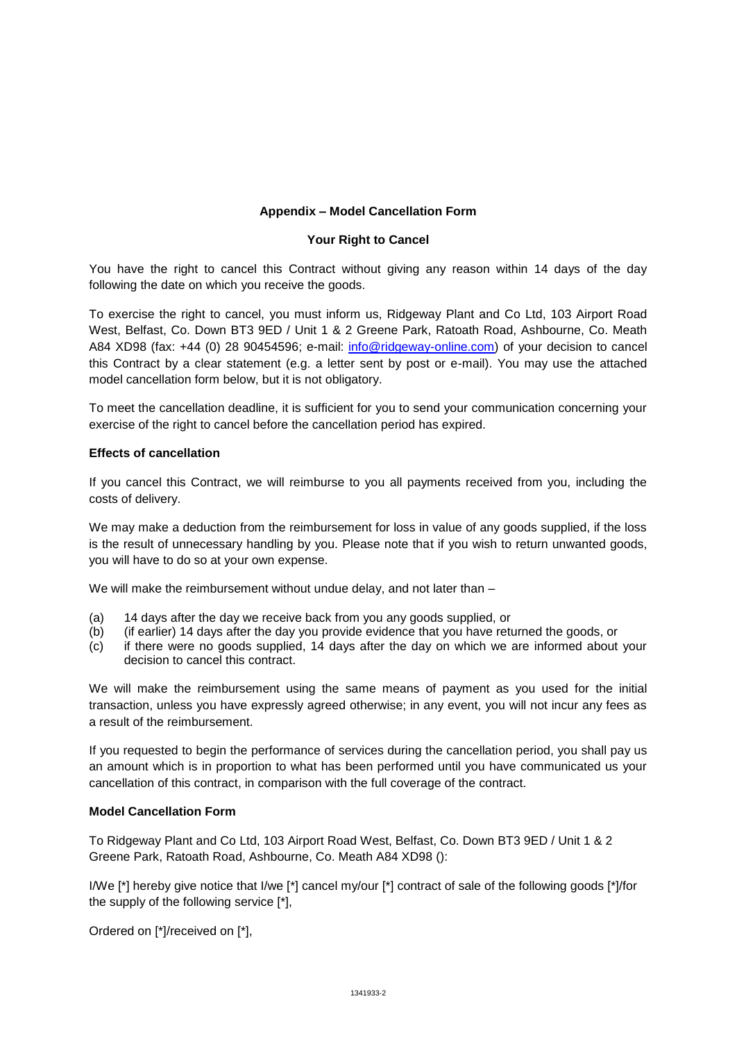**Appendix – Model Cancellation Form**

**Your Right to Cancel**

You have the right to cancel this Contract without giving any reason within 14 days of the day following the date on which you receive the goods.

To exercise the right to cancel, you must inform us, Ridgeway Plant and Co Ltd, 103 Airport Road West, Belfast, Co. Down BT3 9ED / Unit 1 & 2 Greene Park, Ratoath Road, Ashbourne, Co. Meath A84 XD98 (fax: +44 (0) 28 90454596; e-mail: info@ridgeway-online.com) of your decision to cancel this Contract by a clear statement (e.g. a letter sent by post or e-mail). You may use the attached model cancellation form below, but it is not obligatory.

To meet the cancellation deadline, it is sufficient for you to send your communication concerning your exercise of the right to cancel before the cancellation period has expired.

**Effects of cancellation**

If you cancel this Contract, we will reimburse to you all payments received from you, including the costs of delivery.

We may make a deduction from the reimbursement for loss in value of any goods supplied, if the loss is the result of unnecessary handling by you. Please note that if you wish to return unwanted goods, you will have to do so at your own expense.

We will make the reimbursement without undue delay, and not later than –

(a) 14 days after the day we receive back from you any goods supplied, or
(b) (if earlier) 14 days after the day you provide evidence that you have returned the goods, or
(c) if there were no goods supplied, 14 days after the day on which we are informed about your decision to cancel this contract.

We will make the reimbursement using the same means of payment as you used for the initial transaction, unless you have expressly agreed otherwise; in any event, you will not incur any fees as a result of the reimbursement.

If you requested to begin the performance of services during the cancellation period, you shall pay us an amount which is in proportion to what has been performed until you have communicated us your cancellation of this contract, in comparison with the full coverage of the contract.

**Model Cancellation Form**

To Ridgeway Plant and Co Ltd, 103 Airport Road West, Belfast, Co. Down BT3 9ED / Unit 1 & 2 Greene Park, Ratoath Road, Ashbourne, Co. Meath A84 XD98 ():

I/We [*] hereby give notice that I/we [*] cancel my/our [*] contract of sale of the following goods [*]/for the supply of the following service [*],

Ordered on [*]/received on [*],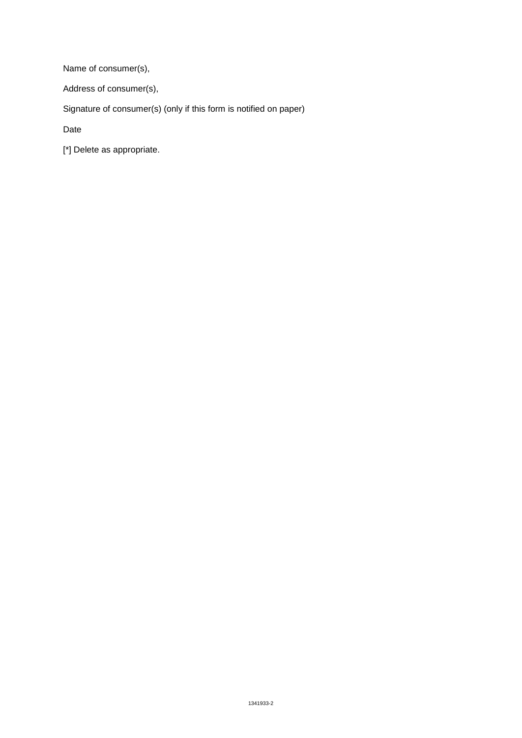Name of consumer(s),

Address of consumer(s),

Signature of consumer(s) (only if this form is notified on paper)

Date

[*] Delete as appropriate.